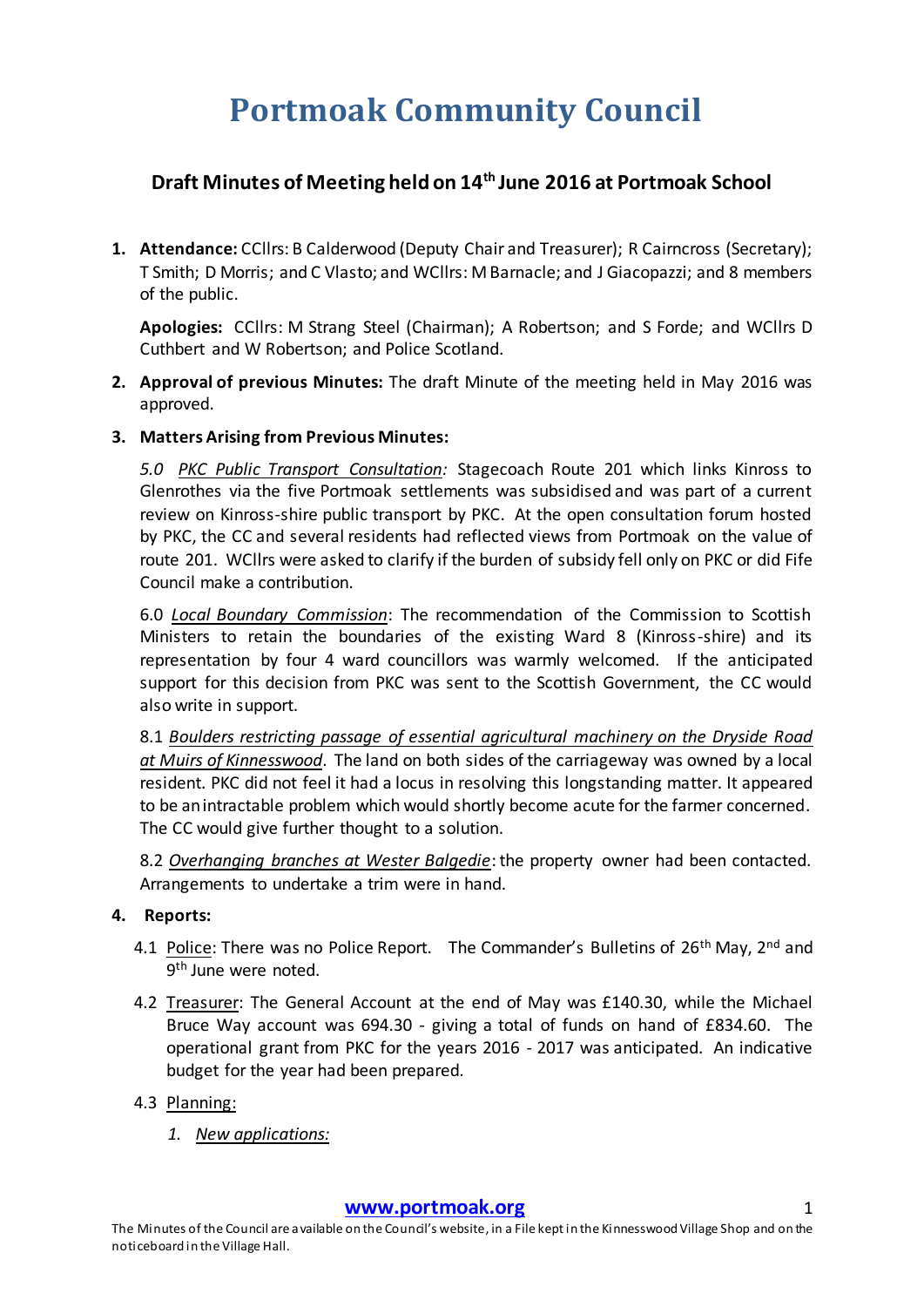# Portmoak Community Council

## Draft Minutes of Meeting held on 14th June 2016 at Portmoak School

1. **Attendance:** CCllrs: B Calderwood (Deputy Chair and Treasurer); R Cairncross (Secretary); T Smith; D Morris; and C Vlasto; and WCllrs: M Barnacle; and J Giacopazzi; and 8 members of the public.

   **Apologies:** CCllrs: M Strang Steel (Chairman); A Robertson; and S Forde; and WCllrs D Cuthbert and W Robertson; and Police Scotland.

2. **Approval of previous Minutes:** The draft Minute of the meeting held in May 2016 was approved.

3. **Matters Arising from Previous Minutes:**

   *5.0 PKC Public Transport Consultation:* Stagecoach Route 201 which links Kinross to Glenrothes via the five Portmoak settlements was subsidised and was part of a current review on Kinross-shire public transport by PKC. At the open consultation forum hosted by PKC, the CC and several residents had reflected views from Portmoak on the value of route 201. WCllrs were asked to clarify if the burden of subsidy fell only on PKC or did Fife Council make a contribution.

   6.0 *Local Boundary Commission*: The recommendation of the Commission to Scottish Ministers to retain the boundaries of the existing Ward 8 (Kinross-shire) and its representation by four 4 ward councillors was warmly welcomed. If the anticipated support for this decision from PKC was sent to the Scottish Government, the CC would also write in support.

   8.1 *Boulders restricting passage of essential agricultural machinery on the Dryside Road at Muirs of Kinnesswood*. The land on both sides of the carriageway was owned by a local resident. PKC did not feel it had a locus in resolving this longstanding matter. It appeared to be an intractable problem which would shortly become acute for the farmer concerned. The CC would give further thought to a solution.

   8.2 *Overhanging branches at Wester Balgedie*: the property owner had been contacted. Arrangements to undertake a trim were in hand.

4. **Reports:**

   4.1 Police: There was no Police Report. The Commander's Bulletins of 26th May, 2nd and 9th June were noted.

   4.2 Treasurer: The General Account at the end of May was £140.30, while the Michael Bruce Way account was 694.30 - giving a total of funds on hand of £834.60. The operational grant from PKC for the years 2016 - 2017 was anticipated. An indicative budget for the year had been prepared.

   4.3 Planning:

   1. *New applications:*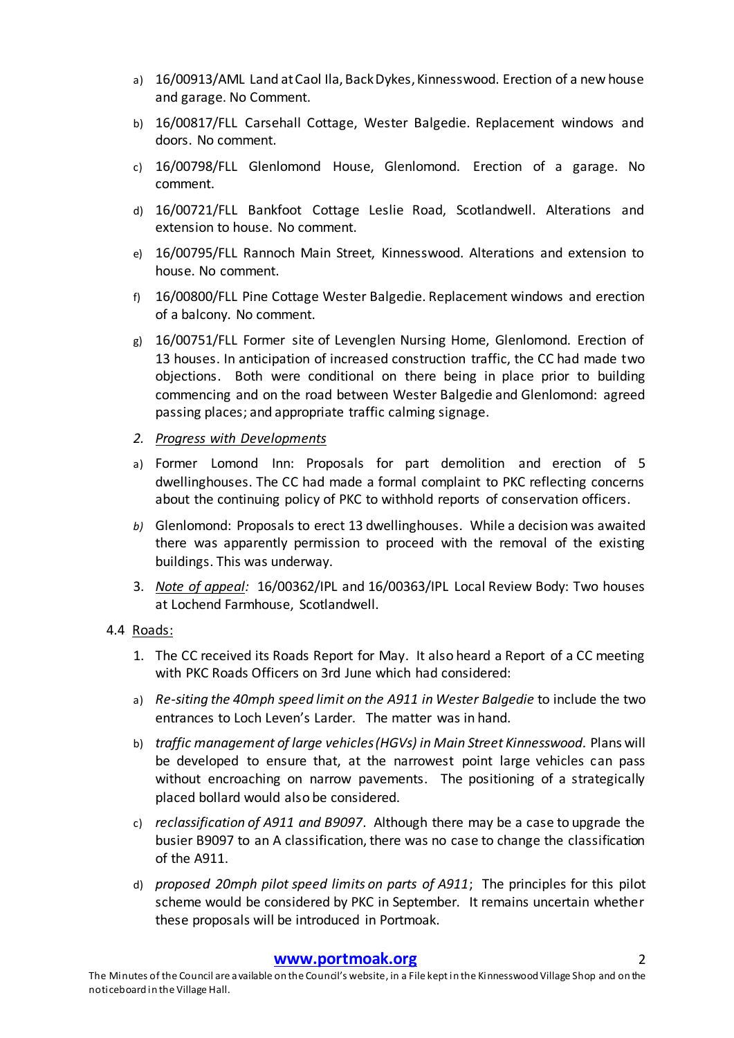a) 16/00913/AML Land at Caol Ila, Back Dykes, Kinnesswood. Erection of a new house and garage. No Comment.

b) 16/00817/FLL Carsehall Cottage, Wester Balgedie. Replacement windows and doors. No comment.

c) 16/00798/FLL Glenlomond House, Glenlomond. Erection of a garage. No comment.

d) 16/00721/FLL Bankfoot Cottage Leslie Road, Scotlandwell. Alterations and extension to house. No comment.

e) 16/00795/FLL Rannoch Main Street, Kinnesswood. Alterations and extension to house. No comment.

f) 16/00800/FLL Pine Cottage Wester Balgedie. Replacement windows and erection of a balcony. No comment.

g) 16/00751/FLL Former site of Levenglen Nursing Home, Glenlomond. Erection of 13 houses. In anticipation of increased construction traffic, the CC had made two objections. Both were conditional on there being in place prior to building commencing and on the road between Wester Balgedie and Glenlomond: agreed passing places; and appropriate traffic calming signage.

2. *Progress with Developments*

a) Former Lomond Inn: Proposals for part demolition and erection of 5 dwellinghouses. The CC had made a formal complaint to PKC reflecting concerns about the continuing policy of PKC to withhold reports of conservation officers.

*b)* Glenlomond: Proposals to erect 13 dwellinghouses. While a decision was awaited there was apparently permission to proceed with the removal of the existing buildings. This was underway.

3. *Note of appeal:* 16/00362/IPL and 16/00363/IPL Local Review Body: Two houses at Lochend Farmhouse, Scotlandwell.

4.4 Roads:

1. The CC received its Roads Report for May. It also heard a Report of a CC meeting with PKC Roads Officers on 3rd June which had considered:

a) *Re-siting the 40mph speed limit on the A911 in Wester Balgedie* to include the two entrances to Loch Leven's Larder. The matter was in hand.

b) *traffic management of large vehicles (HGVs) in Main Street Kinnesswood.* Plans will be developed to ensure that, at the narrowest point large vehicles can pass without encroaching on narrow pavements. The positioning of a strategically placed bollard would also be considered.

c) *reclassification of A911 and B9097*. Although there may be a case to upgrade the busier B9097 to an A classification, there was no case to change the classification of the A911.

d) *proposed 20mph pilot speed limits on parts of A911*; The principles for this pilot scheme would be considered by PKC in September. It remains uncertain whether these proposals will be introduced in Portmoak.

**www.portmoak.org**

The Minutes of the Council are available on the Council's website, in a File kept in the Kinnesswood Village Shop and on the noticeboard in the Village Hall.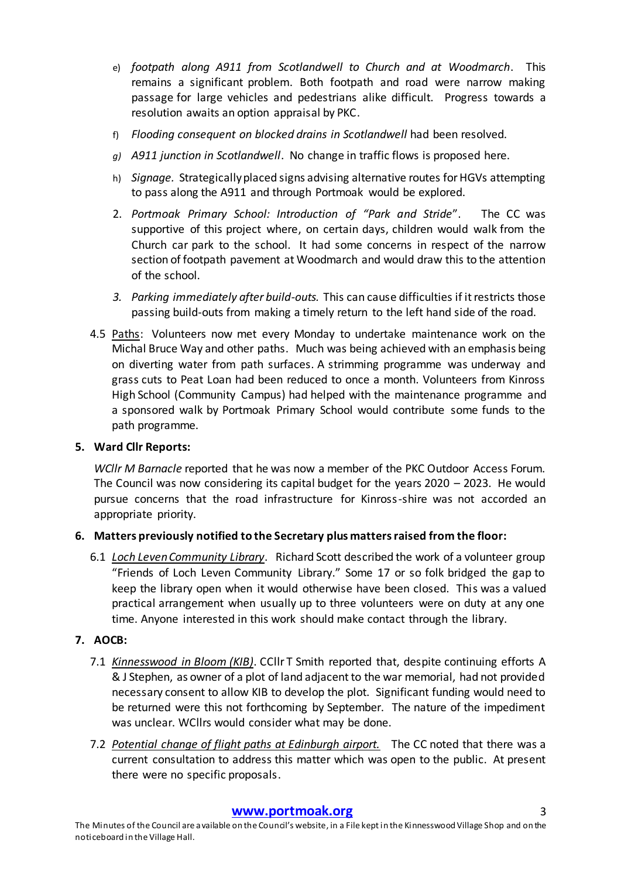e) *footpath along A911 from Scotlandwell to Church and at Woodmarch*. This remains a significant problem. Both footpath and road were narrow making passage for large vehicles and pedestrians alike difficult. Progress towards a resolution awaits an option appraisal by PKC.

f) *Flooding consequent on blocked drains in Scotlandwell* had been resolved.

g) *A911 junction in Scotlandwell*. No change in traffic flows is proposed here.

h) *Signage.* Strategically placed signs advising alternative routes for HGVs attempting to pass along the A911 and through Portmoak would be explored.

2. *Portmoak Primary School: Introduction of "Park and Stride*". The CC was supportive of this project where, on certain days, children would walk from the Church car park to the school. It had some concerns in respect of the narrow section of footpath pavement at Woodmarch and would draw this to the attention of the school.

3. *Parking immediately after build-outs.* This can cause difficulties if it restricts those passing build-outs from making a timely return to the left hand side of the road.

4.5 Paths: Volunteers now met every Monday to undertake maintenance work on the Michal Bruce Way and other paths. Much was being achieved with an emphasis being on diverting water from path surfaces. A strimming programme was underway and grass cuts to Peat Loan had been reduced to once a month. Volunteers from Kinross High School (Community Campus) had helped with the maintenance programme and a sponsored walk by Portmoak Primary School would contribute some funds to the path programme.

**5. Ward Cllr Reports:**

*WCllr M Barnacle* reported that he was now a member of the PKC Outdoor Access Forum. The Council was now considering its capital budget for the years 2020 – 2023. He would pursue concerns that the road infrastructure for Kinross-shire was not accorded an appropriate priority.

**6. Matters previously notified to the Secretary plus matters raised from the floor:**

6.1 *Loch Leven Community Library*. Richard Scott described the work of a volunteer group "Friends of Loch Leven Community Library." Some 17 or so folk bridged the gap to keep the library open when it would otherwise have been closed. This was a valued practical arrangement when usually up to three volunteers were on duty at any one time. Anyone interested in this work should make contact through the library.

**7. AOCB:**

7.1 *Kinnesswood in Bloom (KIB)*. CCllr T Smith reported that, despite continuing efforts A & J Stephen, as owner of a plot of land adjacent to the war memorial, had not provided necessary consent to allow KIB to develop the plot. Significant funding would need to be returned were this not forthcoming by September. The nature of the impediment was unclear. WCllrs would consider what may be done.

7.2 *Potential change of flight paths at Edinburgh airport.* The CC noted that there was a current consultation to address this matter which was open to the public. At present there were no specific proposals.

**www.portmoak.org**

The Minutes of the Council are available on the Council's website, in a File kept in the Kinnesswood Village Shop and on the noticeboard in the Village Hall.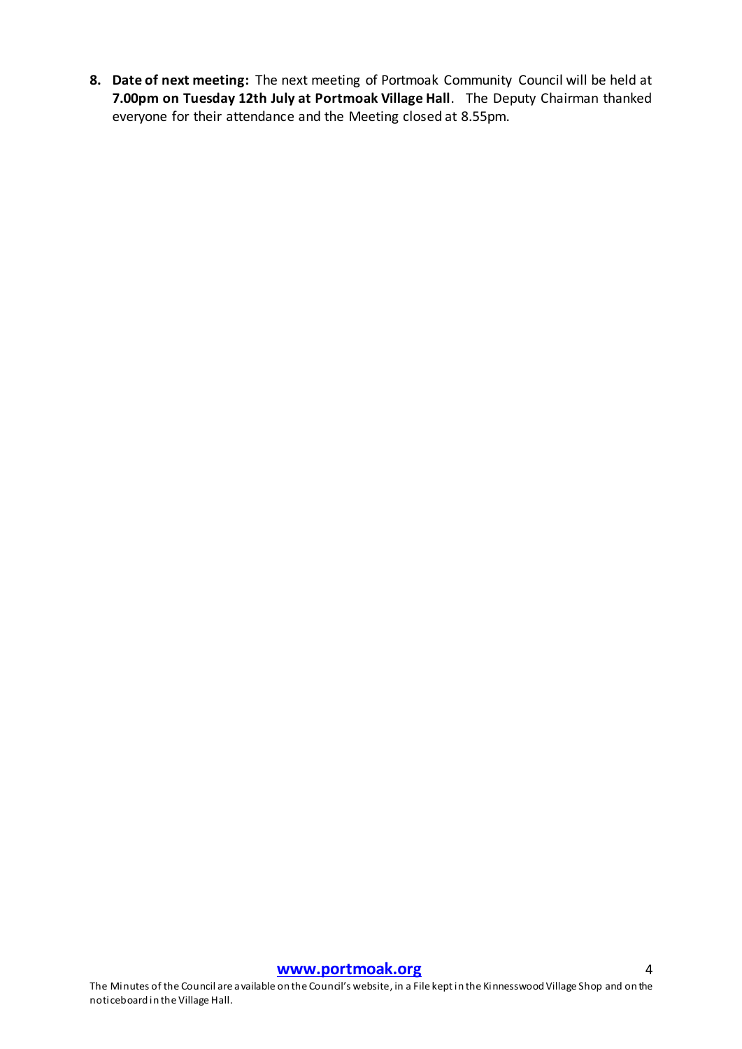8. **Date of next meeting:** The next meeting of Portmoak Community Council will be held at **7.00pm on Tuesday 12th July at Portmoak Village Hall**. The Deputy Chairman thanked everyone for their attendance and the Meeting closed at 8.55pm.